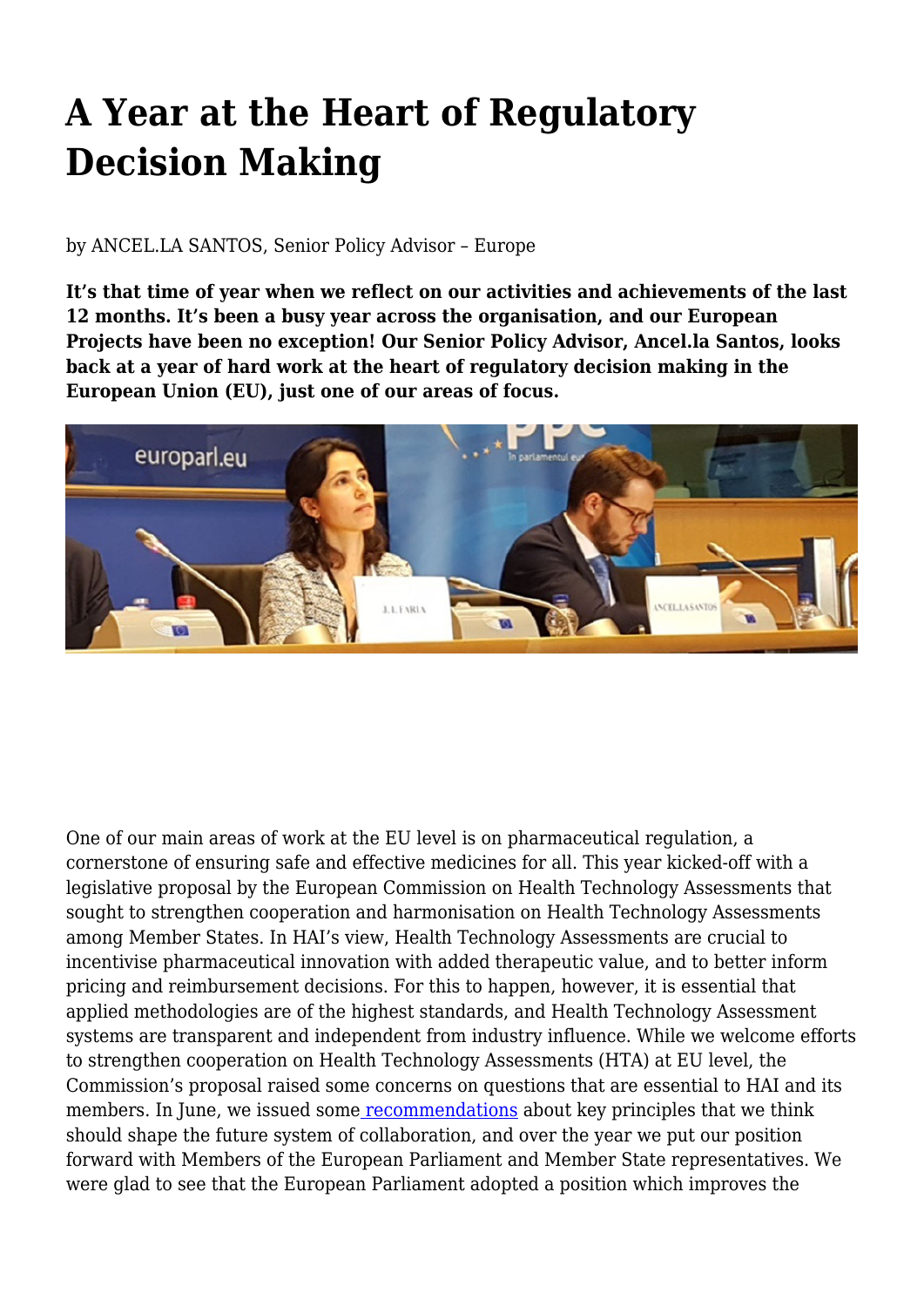# A Year at the Heart of Regulatory Decision Making

by ANCEL.LA SANTOS, Senior Policy Advisor – Europe

**It's that time of year when we reflect on our activities and achievements of the last 12 months. It's been a busy year across the organisation, and our European Projects have been no exception! Our Senior Policy Advisor, Ancel.la Santos, looks back at a year of hard work at the heart of regulatory decision making in the European Union (EU), just one of our areas of focus.**

One of our main areas of work at the EU level is on pharmaceutical regulation, a cornerstone of ensuring safe and effective medicines for all. This year kicked-off with a legislative proposal by the European Commission on Health Technology Assessments that sought to strengthen cooperation and harmonisation on Health Technology Assessments among Member States. In HAI's view, Health Technology Assessments are crucial to incentivise pharmaceutical innovation with added therapeutic value, and to better inform pricing and reimbursement decisions. For this to happen, however, it is essential that applied methodologies are of the highest standards, and Health Technology Assessment systems are transparent and independent from industry influence. While we welcome efforts to strengthen cooperation on Health Technology Assessments (HTA) at EU level, the Commission's proposal raised some concerns on questions that are essential to HAI and its members. In June, we issued some recommendations about key principles that we think should shape the future system of collaboration, and over the year we put our position forward with Members of the European Parliament and Member State representatives. We were glad to see that the European Parliament adopted a position which improves the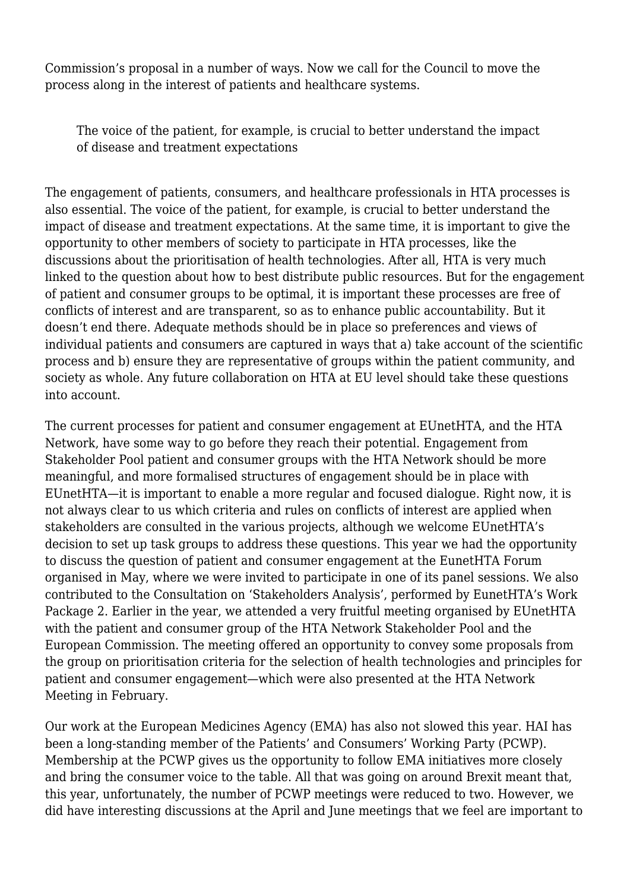Commission's proposal in a number of ways. Now we call for the Council to move the process along in the interest of patients and healthcare systems.

> The voice of the patient, for example, is crucial to better understand the impact of disease and treatment expectations

The engagement of patients, consumers, and healthcare professionals in HTA processes is also essential. The voice of the patient, for example, is crucial to better understand the impact of disease and treatment expectations. At the same time, it is important to give the opportunity to other members of society to participate in HTA processes, like the discussions about the prioritisation of health technologies. After all, HTA is very much linked to the question about how to best distribute public resources. But for the engagement of patient and consumer groups to be optimal, it is important these processes are free of conflicts of interest and are transparent, so as to enhance public accountability. But it doesn't end there. Adequate methods should be in place so preferences and views of individual patients and consumers are captured in ways that a) take account of the scientific process and b) ensure they are representative of groups within the patient community, and society as whole. Any future collaboration on HTA at EU level should take these questions into account.

The current processes for patient and consumer engagement at EUnetHTA, and the HTA Network, have some way to go before they reach their potential. Engagement from Stakeholder Pool patient and consumer groups with the HTA Network should be more meaningful, and more formalised structures of engagement should be in place with EUnetHTA—it is important to enable a more regular and focused dialogue. Right now, it is not always clear to us which criteria and rules on conflicts of interest are applied when stakeholders are consulted in the various projects, although we welcome EUnetHTA's decision to set up task groups to address these questions. This year we had the opportunity to discuss the question of patient and consumer engagement at the EunetHTA Forum organised in May, where we were invited to participate in one of its panel sessions. We also contributed to the Consultation on 'Stakeholders Analysis', performed by EunetHTA's Work Package 2. Earlier in the year, we attended a very fruitful meeting organised by EUnetHTA with the patient and consumer group of the HTA Network Stakeholder Pool and the European Commission. The meeting offered an opportunity to convey some proposals from the group on prioritisation criteria for the selection of health technologies and principles for patient and consumer engagement—which were also presented at the HTA Network Meeting in February.

Our work at the European Medicines Agency (EMA) has also not slowed this year. HAI has been a long-standing member of the Patients' and Consumers' Working Party (PCWP). Membership at the PCWP gives us the opportunity to follow EMA initiatives more closely and bring the consumer voice to the table. All that was going on around Brexit meant that, this year, unfortunately, the number of PCWP meetings were reduced to two. However, we did have interesting discussions at the April and June meetings that we feel are important to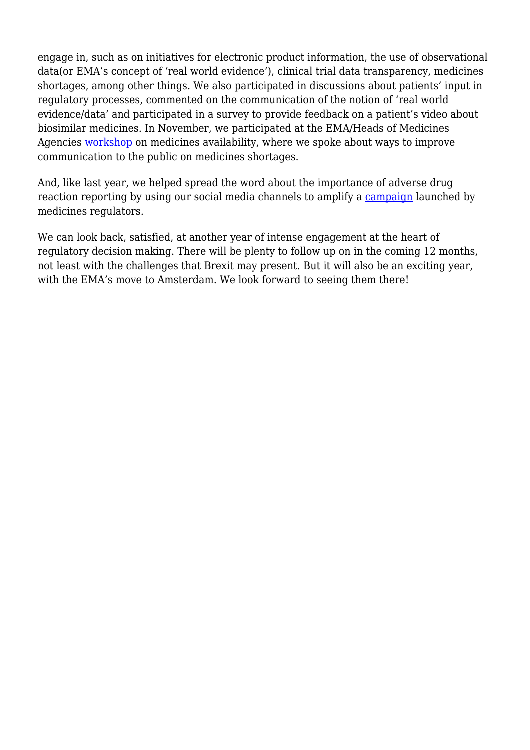engage in, such as on initiatives for electronic product information, the use of observational data(or EMA's concept of 'real world evidence'), clinical trial data transparency, medicines shortages, among other things. We also participated in discussions about patients' input in regulatory processes, commented on the communication of the notion of 'real world evidence/data' and participated in a survey to provide feedback on a patient's video about biosimilar medicines. In November, we participated at the EMA/Heads of Medicines Agencies workshop on medicines availability, where we spoke about ways to improve communication to the public on medicines shortages.

And, like last year, we helped spread the word about the importance of adverse drug reaction reporting by using our social media channels to amplify a campaign launched by medicines regulators.

We can look back, satisfied, at another year of intense engagement at the heart of regulatory decision making. There will be plenty to follow up on in the coming 12 months, not least with the challenges that Brexit may present. But it will also be an exciting year, with the EMA's move to Amsterdam. We look forward to seeing them there!